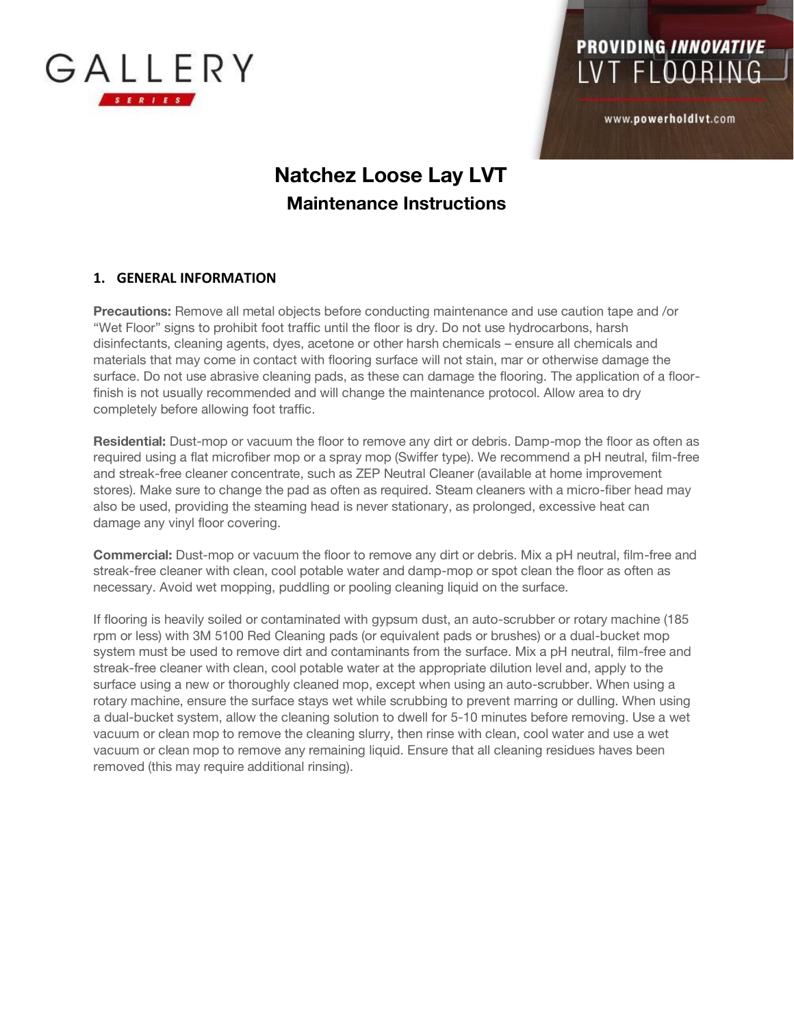GALLERY SERIES

PROVIDING *INNOVATIVE* LVT FLOORING

www.powerholdlvt.com

# Natchez Loose Lay LVT

## Maintenance Instructions

### 1. GENERAL INFORMATION

**Precautions:** Remove all metal objects before conducting maintenance and use caution tape and /or "Wet Floor" signs to prohibit foot traffic until the floor is dry. Do not use hydrocarbons, harsh disinfectants, cleaning agents, dyes, acetone or other harsh chemicals – ensure all chemicals and materials that may come in contact with flooring surface will not stain, mar or otherwise damage the surface. Do not use abrasive cleaning pads, as these can damage the flooring. The application of a floor-finish is not usually recommended and will change the maintenance protocol. Allow area to dry completely before allowing foot traffic.

**Residential:** Dust-mop or vacuum the floor to remove any dirt or debris. Damp-mop the floor as often as required using a flat microfiber mop or a spray mop (Swiffer type). We recommend a pH neutral, film-free and streak-free cleaner concentrate, such as ZEP Neutral Cleaner (available at home improvement stores). Make sure to change the pad as often as required. Steam cleaners with a micro-fiber head may also be used, providing the steaming head is never stationary, as prolonged, excessive heat can damage any vinyl floor covering.

**Commercial:** Dust-mop or vacuum the floor to remove any dirt or debris. Mix a pH neutral, film-free and streak-free cleaner with clean, cool potable water and damp-mop or spot clean the floor as often as necessary. Avoid wet mopping, puddling or pooling cleaning liquid on the surface.

If flooring is heavily soiled or contaminated with gypsum dust, an auto-scrubber or rotary machine (185 rpm or less) with 3M 5100 Red Cleaning pads (or equivalent pads or brushes) or a dual-bucket mop system must be used to remove dirt and contaminants from the surface. Mix a pH neutral, film-free and streak-free cleaner with clean, cool potable water at the appropriate dilution level and, apply to the surface using a new or thoroughly cleaned mop, except when using an auto-scrubber. When using a rotary machine, ensure the surface stays wet while scrubbing to prevent marring or dulling. When using a dual-bucket system, allow the cleaning solution to dwell for 5-10 minutes before removing. Use a wet vacuum or clean mop to remove the cleaning slurry, then rinse with clean, cool water and use a wet vacuum or clean mop to remove any remaining liquid. Ensure that all cleaning residues haves been removed (this may require additional rinsing).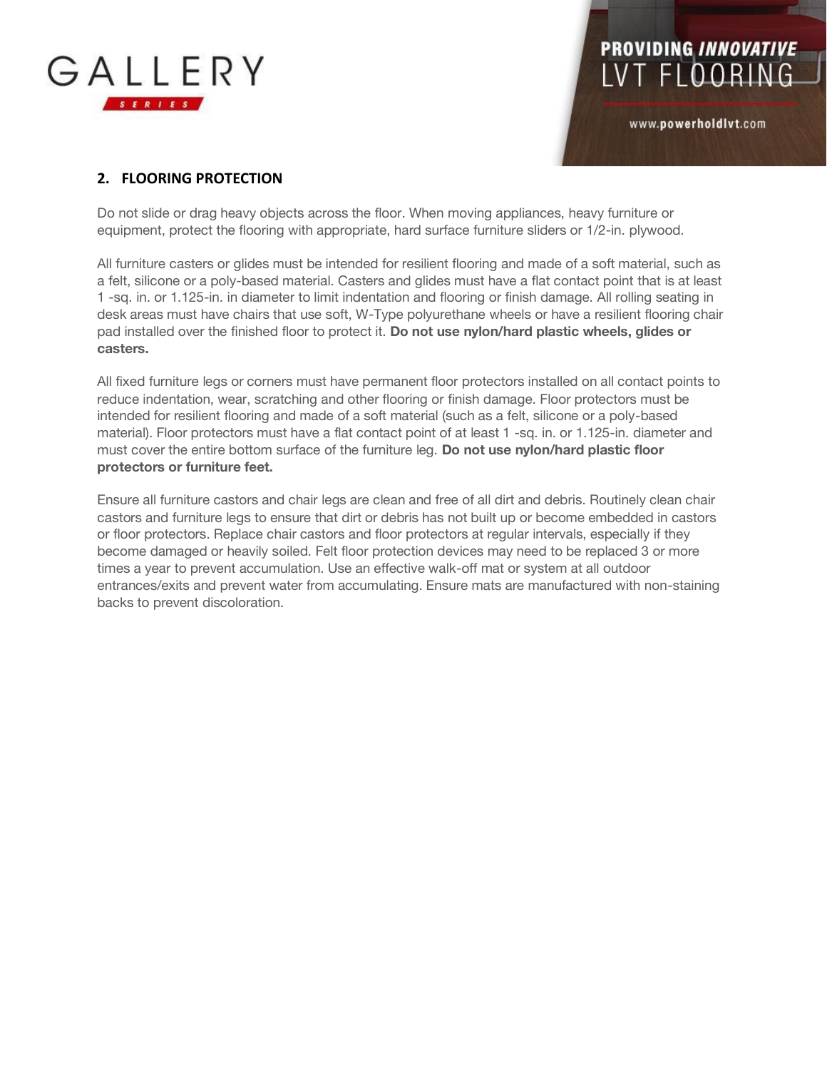## 2. FLOORING PROTECTION

Do not slide or drag heavy objects across the floor. When moving appliances, heavy furniture or equipment, protect the flooring with appropriate, hard surface furniture sliders or 1/2-in. plywood.

All furniture casters or glides must be intended for resilient flooring and made of a soft material, such as a felt, silicone or a poly-based material. Casters and glides must have a flat contact point that is at least 1 -sq. in. or 1.125-in. in diameter to limit indentation and flooring or finish damage. All rolling seating in desk areas must have chairs that use soft, W-Type polyurethane wheels or have a resilient flooring chair pad installed over the finished floor to protect it. **Do not use nylon/hard plastic wheels, glides or casters.**

All fixed furniture legs or corners must have permanent floor protectors installed on all contact points to reduce indentation, wear, scratching and other flooring or finish damage. Floor protectors must be intended for resilient flooring and made of a soft material (such as a felt, silicone or a poly-based material). Floor protectors must have a flat contact point of at least 1 -sq. in. or 1.125-in. diameter and must cover the entire bottom surface of the furniture leg. **Do not use nylon/hard plastic floor protectors or furniture feet.**

Ensure all furniture castors and chair legs are clean and free of all dirt and debris. Routinely clean chair castors and furniture legs to ensure that dirt or debris has not built up or become embedded in castors or floor protectors. Replace chair castors and floor protectors at regular intervals, especially if they become damaged or heavily soiled. Felt floor protection devices may need to be replaced 3 or more times a year to prevent accumulation. Use an effective walk-off mat or system at all outdoor entrances/exits and prevent water from accumulating. Ensure mats are manufactured with non-staining backs to prevent discoloration.